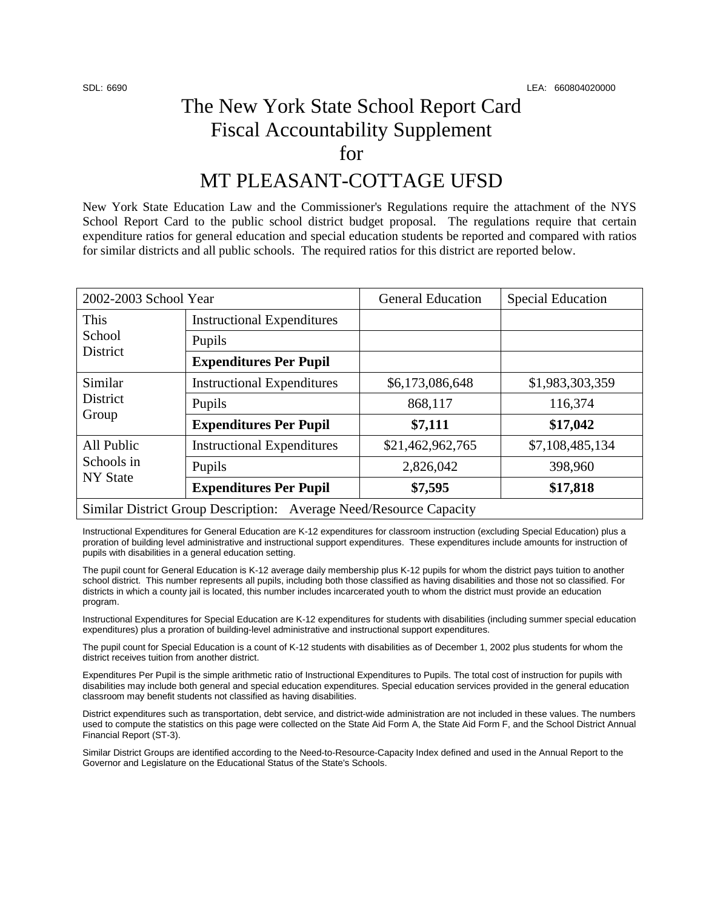SDL: 6690 LEA: 660804020000

# The New York State School Report Card Fiscal Accountability Supplement for

# MT PLEASANT-COTTAGE UFSD

New York State Education Law and the Commissioner's Regulations require the attachment of the NYS School Report Card to the public school district budget proposal. The regulations require that certain expenditure ratios for general education and special education students be reported and compared with ratios for similar districts and all public schools. The required ratios for this district are reported below.

| 2002-2003 School Year | | General Education | Special Education |
|---|---|---|---|
| This School District | Instructional Expenditures | | |
| | Pupils | | |
| | **Expenditures Per Pupil** | | |
| Similar District Group | Instructional Expenditures | $6,173,086,648 | $1,983,303,359 |
| | Pupils | 868,117 | 116,374 |
| | **Expenditures Per Pupil** | **$7,111** | **$17,042** |
| All Public Schools in NY State | Instructional Expenditures | $21,462,962,765 | $7,108,485,134 |
| | Pupils | 2,826,042 | 398,960 |
| | **Expenditures Per Pupil** | **$7,595** | **$17,818** |
| Similar District Group Description: Average Need/Resource Capacity | | | |

Instructional Expenditures for General Education are K-12 expenditures for classroom instruction (excluding Special Education) plus a proration of building level administrative and instructional support expenditures. These expenditures include amounts for instruction of pupils with disabilities in a general education setting.

The pupil count for General Education is K-12 average daily membership plus K-12 pupils for whom the district pays tuition to another school district. This number represents all pupils, including both those classified as having disabilities and those not so classified. For districts in which a county jail is located, this number includes incarcerated youth to whom the district must provide an education program.

Instructional Expenditures for Special Education are K-12 expenditures for students with disabilities (including summer special education expenditures) plus a proration of building-level administrative and instructional support expenditures.

The pupil count for Special Education is a count of K-12 students with disabilities as of December 1, 2002 plus students for whom the district receives tuition from another district.

Expenditures Per Pupil is the simple arithmetic ratio of Instructional Expenditures to Pupils. The total cost of instruction for pupils with disabilities may include both general and special education expenditures. Special education services provided in the general education classroom may benefit students not classified as having disabilities.

District expenditures such as transportation, debt service, and district-wide administration are not included in these values. The numbers used to compute the statistics on this page were collected on the State Aid Form A, the State Aid Form F, and the School District Annual Financial Report (ST-3).

Similar District Groups are identified according to the Need-to-Resource-Capacity Index defined and used in the Annual Report to the Governor and Legislature on the Educational Status of the State's Schools.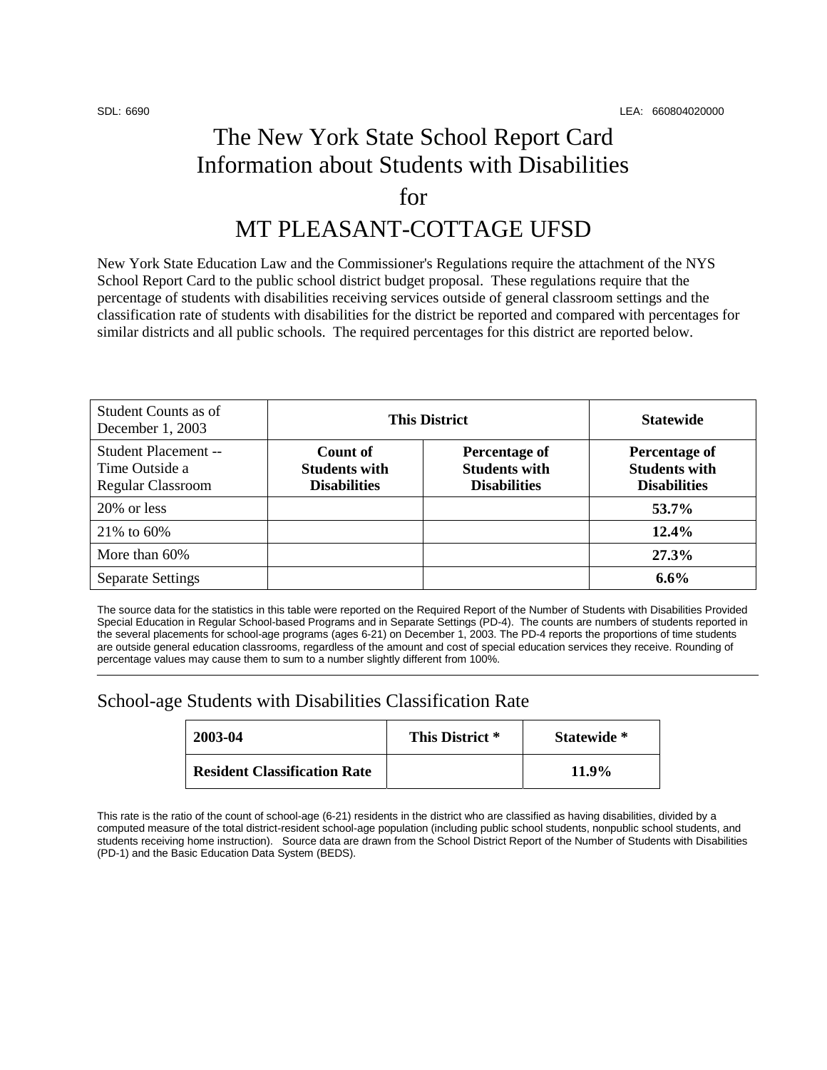SDL: 6690 LEA: 660804020000

# The New York State School Report Card
# Information about Students with Disabilities
# for
# MT PLEASANT-COTTAGE UFSD

New York State Education Law and the Commissioner's Regulations require the attachment of the NYS School Report Card to the public school district budget proposal. These regulations require that the percentage of students with disabilities receiving services outside of general classroom settings and the classification rate of students with disabilities for the district be reported and compared with percentages for similar districts and all public schools. The required percentages for this district are reported below.

| Student Counts as of December 1, 2003 | **This District** | | **Statewide** |
|---|---|---|---|
| Student Placement -- Time Outside a Regular Classroom | **Count of Students with Disabilities** | **Percentage of Students with Disabilities** | **Percentage of Students with Disabilities** |
| 20% or less | | | **53.7%** |
| 21% to 60% | | | **12.4%** |
| More than 60% | | | **27.3%** |
| Separate Settings | | | **6.6%** |

The source data for the statistics in this table were reported on the Required Report of the Number of Students with Disabilities Provided Special Education in Regular School-based Programs and in Separate Settings (PD-4). The counts are numbers of students reported in the several placements for school-age programs (ages 6-21) on December 1, 2003. The PD-4 reports the proportions of time students are outside general education classrooms, regardless of the amount and cost of special education services they receive. Rounding of percentage values may cause them to sum to a number slightly different from 100%.

## School-age Students with Disabilities Classification Rate

| **2003-04** | **This District *** | **Statewide *** |
|---|---|---|
| **Resident Classification Rate** | | **11.9%** |

This rate is the ratio of the count of school-age (6-21) residents in the district who are classified as having disabilities, divided by a computed measure of the total district-resident school-age population (including public school students, nonpublic school students, and students receiving home instruction). Source data are drawn from the School District Report of the Number of Students with Disabilities (PD-1) and the Basic Education Data System (BEDS).